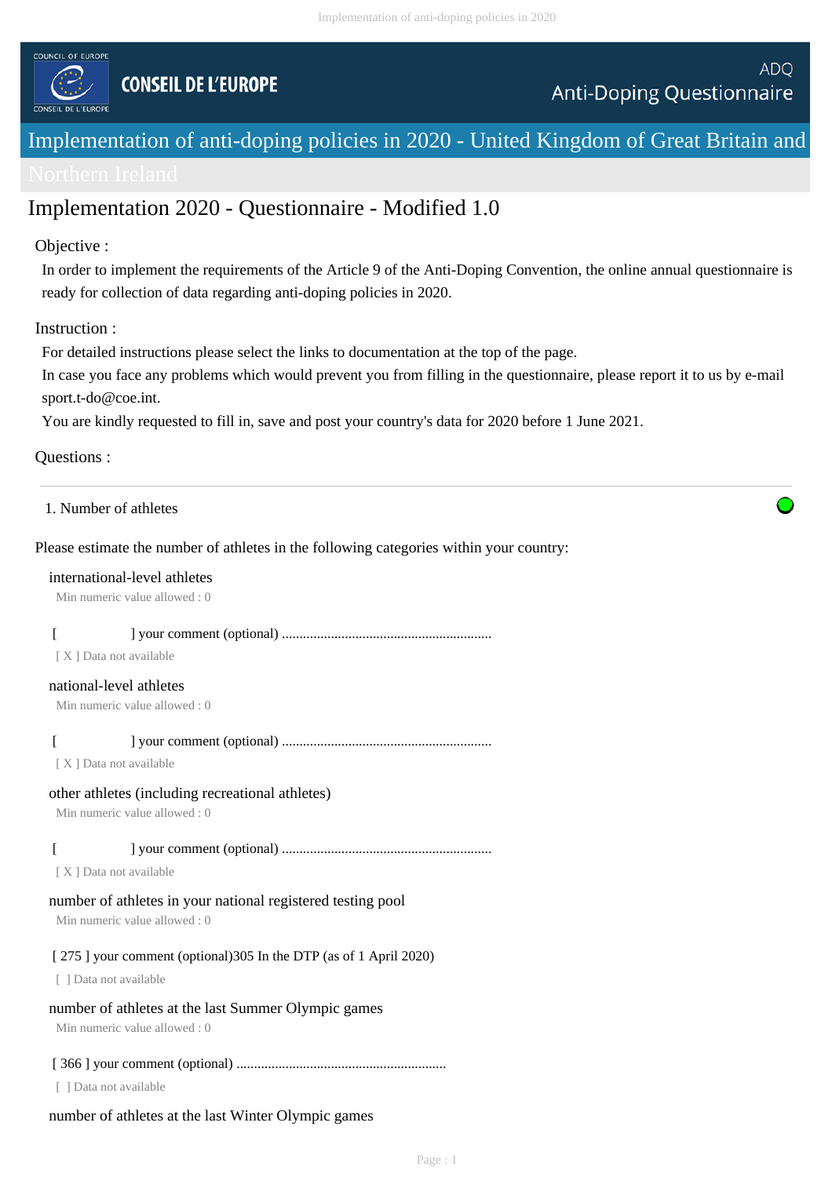COUNCIL OF EUROPE

CONSEIL DE L'EUROPE

ADQ
Anti-Doping Questionnaire

# Implementation of anti-doping policies in 2020 - United Kingdom of Great Britain and Northern Ireland

## Implementation 2020 - Questionnaire - Modified 1.0

Objective :

In order to implement the requirements of the Article 9 of the Anti-Doping Convention, the online annual questionnaire is ready for collection of data regarding anti-doping policies in 2020.

Instruction :

For detailed instructions please select the links to documentation at the top of the page.
In case you face any problems which would prevent you from filling in the questionnaire, please report it to us by e-mail sport.t-do@coe.int.
You are kindly requested to fill in, save and post your country's data for 2020 before 1 June 2021.

Questions :

---

1. Number of athletes

Please estimate the number of athletes in the following categories within your country:

international-level athletes
Min numeric value allowed : 0

[ ] your comment (optional) ..........................................................
[ X ] Data not available

national-level athletes
Min numeric value allowed : 0

[ ] your comment (optional) ..........................................................
[ X ] Data not available

other athletes (including recreational athletes)
Min numeric value allowed : 0

[ ] your comment (optional) ..........................................................
[ X ] Data not available

number of athletes in your national registered testing pool
Min numeric value allowed : 0

[ 275 ] your comment (optional)305 In the DTP (as of 1 April 2020)
[ ] Data not available

number of athletes at the last Summer Olympic games
Min numeric value allowed : 0

[ 366 ] your comment (optional) ..........................................................
[ ] Data not available

number of athletes at the last Winter Olympic games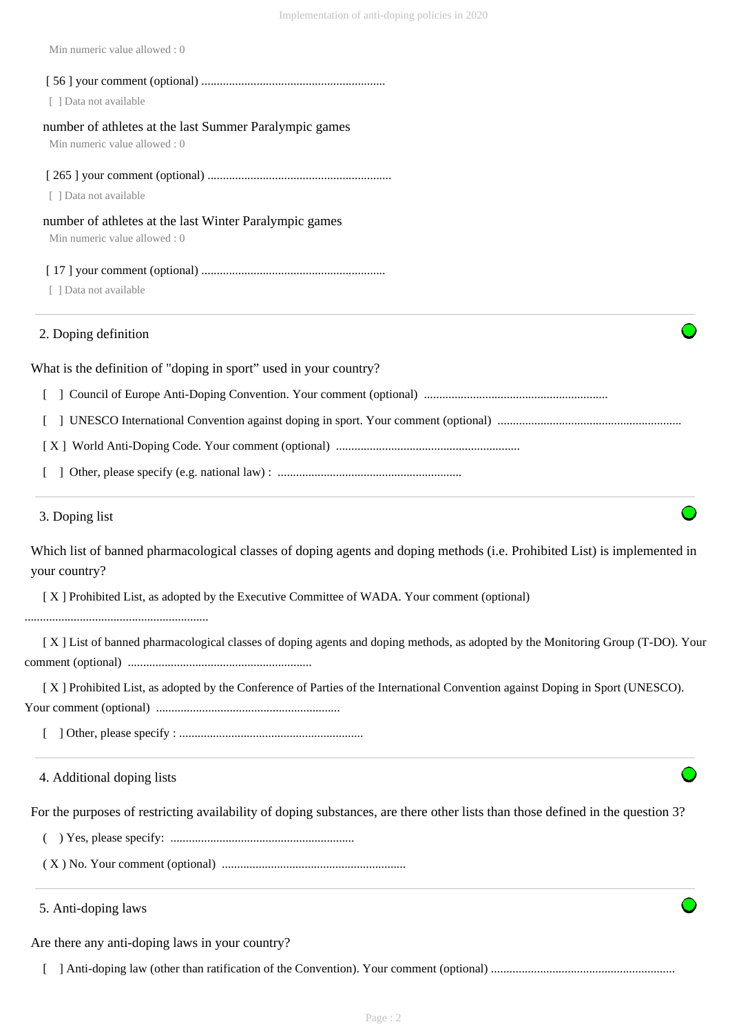Min numeric value allowed : 0

[ 56 ] your comment (optional) ............................................................

[ ] Data not available

number of athletes at the last Summer Paralympic games

Min numeric value allowed : 0

[ 265 ] your comment (optional) ............................................................

[ ] Data not available

number of athletes at the last Winter Paralympic games

Min numeric value allowed : 0

[ 17 ] your comment (optional) ............................................................

[ ] Data not available

## 2. Doping definition

What is the definition of "doping in sport" used in your country?

[ ] Council of Europe Anti-Doping Convention. Your comment (optional) ............................................................

[ ] UNESCO International Convention against doping in sport. Your comment (optional) ............................................................

[ X ] World Anti-Doping Code. Your comment (optional) ............................................................

[ ] Other, please specify (e.g. national law) : ............................................................

## 3. Doping list

Which list of banned pharmacological classes of doping agents and doping methods (i.e. Prohibited List) is implemented in your country?

[ X ] Prohibited List, as adopted by the Executive Committee of WADA. Your comment (optional) ............................................................

[ X ] List of banned pharmacological classes of doping agents and doping methods, as adopted by the Monitoring Group (T-DO). Your comment (optional) ............................................................

[ X ] Prohibited List, as adopted by the Conference of Parties of the International Convention against Doping in Sport (UNESCO). Your comment (optional) ............................................................

[ ] Other, please specify : ............................................................

## 4. Additional doping lists

For the purposes of restricting availability of doping substances, are there other lists than those defined in the question 3?

( ) Yes, please specify: ............................................................

( X ) No. Your comment (optional) ............................................................

## 5. Anti-doping laws

Are there any anti-doping laws in your country?

[ ] Anti-doping law (other than ratification of the Convention). Your comment (optional) ............................................................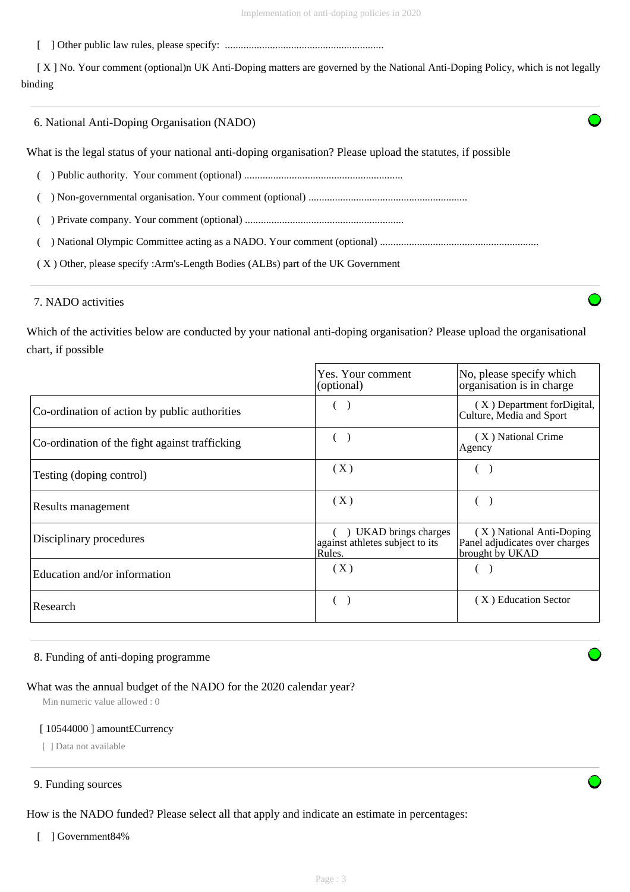[ ] Other public law rules, please specify: ............................................................

[ X ] No. Your comment (optional)n UK Anti-Doping matters are governed by the National Anti-Doping Policy, which is not legally binding

## 6. National Anti-Doping Organisation (NADO)

What is the legal status of your national anti-doping organisation? Please upload the statutes, if possible

( ) Public authority. Your comment (optional) ............................................................

( ) Non-governmental organisation. Your comment (optional) ............................................................

( ) Private company. Your comment (optional) ............................................................

( ) National Olympic Committee acting as a NADO. Your comment (optional) ............................................................

( X ) Other, please specify :Arm's-Length Bodies (ALBs) part of the UK Government

## 7. NADO activities

Which of the activities below are conducted by your national anti-doping organisation? Please upload the organisational chart, if possible

| | Yes. Your comment (optional) | No, please specify which organisation is in charge |
|---|---|---|
| Co-ordination of action by public authorities | ( ) | ( X ) Department forDigital, Culture, Media and Sport |
| Co-ordination of the fight against trafficking | ( ) | ( X ) National Crime Agency |
| Testing (doping control) | ( X ) | ( ) |
| Results management | ( X ) | ( ) |
| Disciplinary procedures | ( ) UKAD brings charges against athletes subject to its Rules. | ( X ) National Anti-Doping Panel adjudicates over charges brought by UKAD |
| Education and/or information | ( X ) | ( ) |
| Research | ( ) | ( X ) Education Sector |

## 8. Funding of anti-doping programme

What was the annual budget of the NADO for the 2020 calendar year?

Min numeric value allowed : 0

[ 10544000 ] amount£Currency

[ ] Data not available

## 9. Funding sources

How is the NADO funded? Please select all that apply and indicate an estimate in percentages:

[ ] Government84%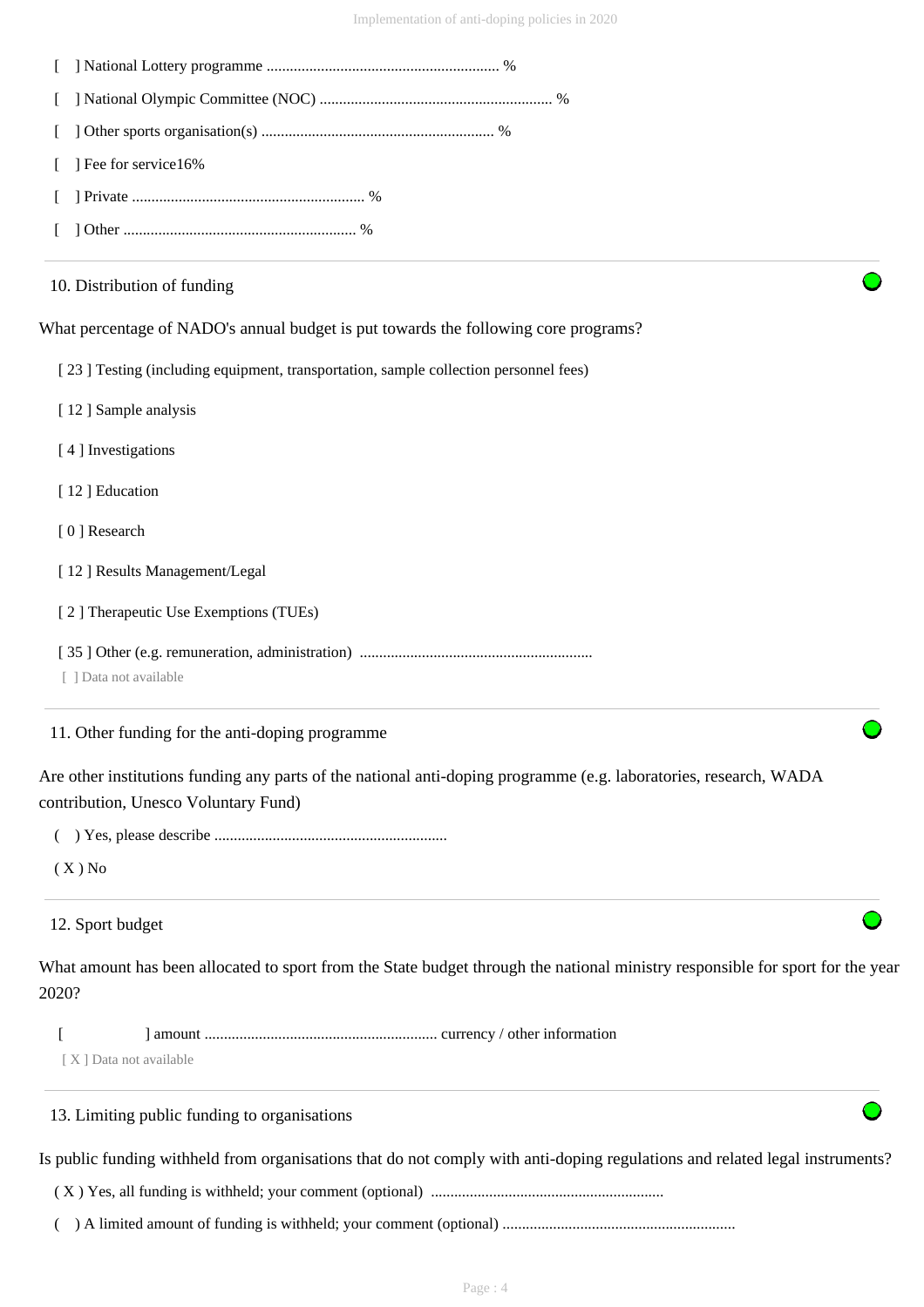[ ] National Lottery programme ........................................................... %

[ ] National Olympic Committee (NOC) ........................................................... %

[ ] Other sports organisation(s) ........................................................... %

[ ] Fee for service16%

[ ] Private ........................................................... %

[ ] Other ........................................................... %

---

10. Distribution of funding

What percentage of NADO's annual budget is put towards the following core programs?

[ 23 ] Testing (including equipment, transportation, sample collection personnel fees)

[ 12 ] Sample analysis

[ 4 ] Investigations

[ 12 ] Education

[ 0 ] Research

[ 12 ] Results Management/Legal

[ 2 ] Therapeutic Use Exemptions (TUEs)

[ 35 ] Other (e.g. remuneration, administration) ...........................................................

[ ] Data not available

---

11. Other funding for the anti-doping programme

Are other institutions funding any parts of the national anti-doping programme (e.g. laboratories, research, WADA contribution, Unesco Voluntary Fund)

( ) Yes, please describe ...........................................................

( X ) No

---

12. Sport budget

What amount has been allocated to sport from the State budget through the national ministry responsible for sport for the year 2020?

[ ] amount ........................................................... currency / other information

[ X ] Data not available

---

13. Limiting public funding to organisations

Is public funding withheld from organisations that do not comply with anti-doping regulations and related legal instruments?

( X ) Yes, all funding is withheld; your comment (optional) ...........................................................

( ) A limited amount of funding is withheld; your comment (optional) ...........................................................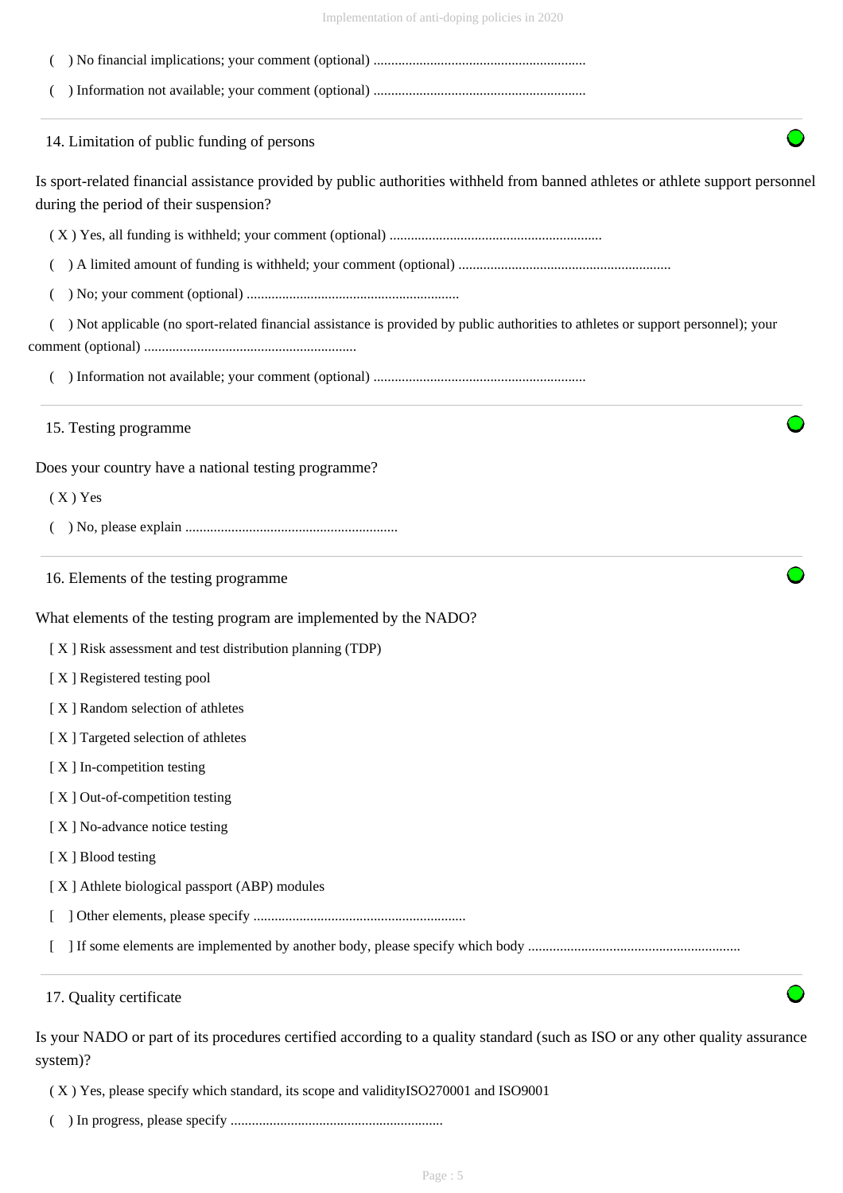( ) No financial implications; your comment (optional) ............................................................

( ) Information not available; your comment (optional) ............................................................

### 14. Limitation of public funding of persons

Is sport-related financial assistance provided by public authorities withheld from banned athletes or athlete support personnel during the period of their suspension?

( X ) Yes, all funding is withheld; your comment (optional) ............................................................

( ) A limited amount of funding is withheld; your comment (optional) ............................................................

( ) No; your comment (optional) ............................................................

( ) Not applicable (no sport-related financial assistance is provided by public authorities to athletes or support personnel); your comment (optional) ............................................................

( ) Information not available; your comment (optional) ............................................................

### 15. Testing programme

Does your country have a national testing programme?

( X ) Yes

( ) No, please explain ............................................................

### 16. Elements of the testing programme

What elements of the testing program are implemented by the NADO?

[ X ] Risk assessment and test distribution planning (TDP)

[ X ] Registered testing pool

[ X ] Random selection of athletes

[ X ] Targeted selection of athletes

[ X ] In-competition testing

[ X ] Out-of-competition testing

[ X ] No-advance notice testing

[ X ] Blood testing

[ X ] Athlete biological passport (ABP) modules

[ ] Other elements, please specify ............................................................

[ ] If some elements are implemented by another body, please specify which body ............................................................

### 17. Quality certificate

Is your NADO or part of its procedures certified according to a quality standard (such as ISO or any other quality assurance system)?

( X ) Yes, please specify which standard, its scope and validityISO270001 and ISO9001

( ) In progress, please specify ............................................................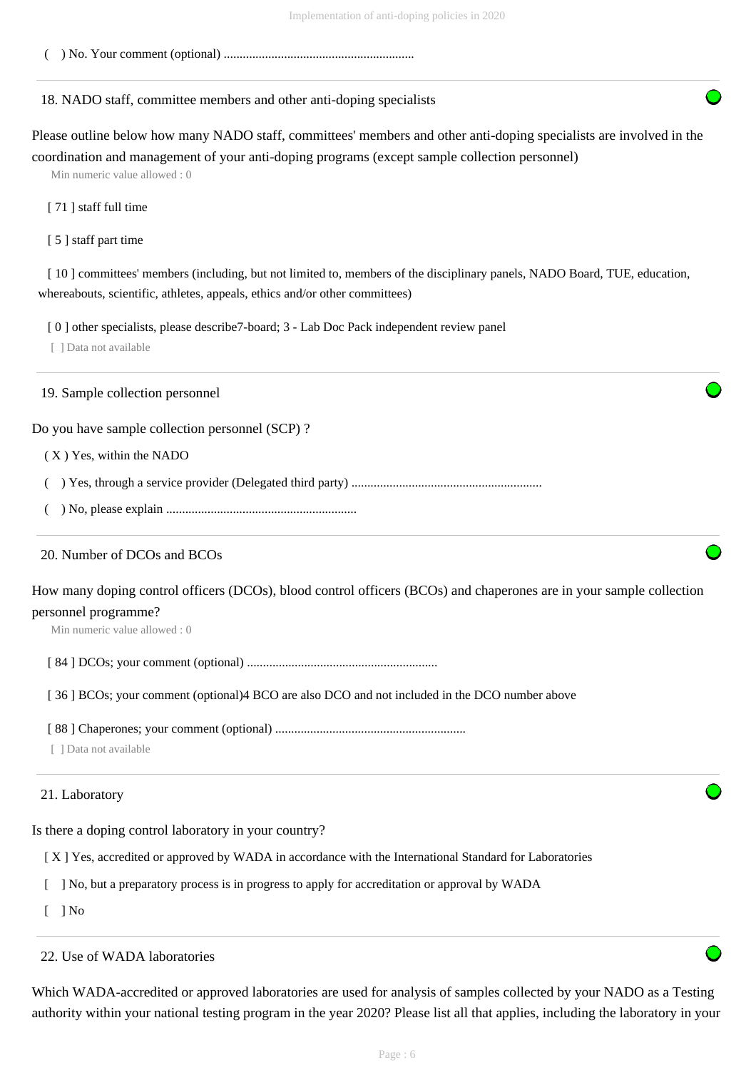( ) No. Your comment (optional) ............................................................

18. NADO staff, committee members and other anti-doping specialists

Please outline below how many NADO staff, committees' members and other anti-doping specialists are involved in the coordination and management of your anti-doping programs (except sample collection personnel)

Min numeric value allowed : 0

[ 71 ] staff full time

[ 5 ] staff part time

[ 10 ] committees' members (including, but not limited to, members of the disciplinary panels, NADO Board, TUE, education, whereabouts, scientific, athletes, appeals, ethics and/or other committees)

[ 0 ] other specialists, please describe7-board; 3 - Lab Doc Pack independent review panel

[ ] Data not available

19. Sample collection personnel

Do you have sample collection personnel (SCP) ?

( X ) Yes, within the NADO

( ) Yes, through a service provider (Delegated third party) ............................................................

( ) No, please explain ............................................................

20. Number of DCOs and BCOs

How many doping control officers (DCOs), blood control officers (BCOs) and chaperones are in your sample collection personnel programme?

Min numeric value allowed : 0

[ 84 ] DCOs; your comment (optional) ............................................................

[ 36 ] BCOs; your comment (optional)4 BCO are also DCO and not included in the DCO number above

[ 88 ] Chaperones; your comment (optional) ............................................................

[ ] Data not available

21. Laboratory

Is there a doping control laboratory in your country?

[ X ] Yes, accredited or approved by WADA in accordance with the International Standard for Laboratories

[ ] No, but a preparatory process is in progress to apply for accreditation or approval by WADA

[ ] No

22. Use of WADA laboratories

Which WADA-accredited or approved laboratories are used for analysis of samples collected by your NADO as a Testing authority within your national testing program in the year 2020? Please list all that applies, including the laboratory in your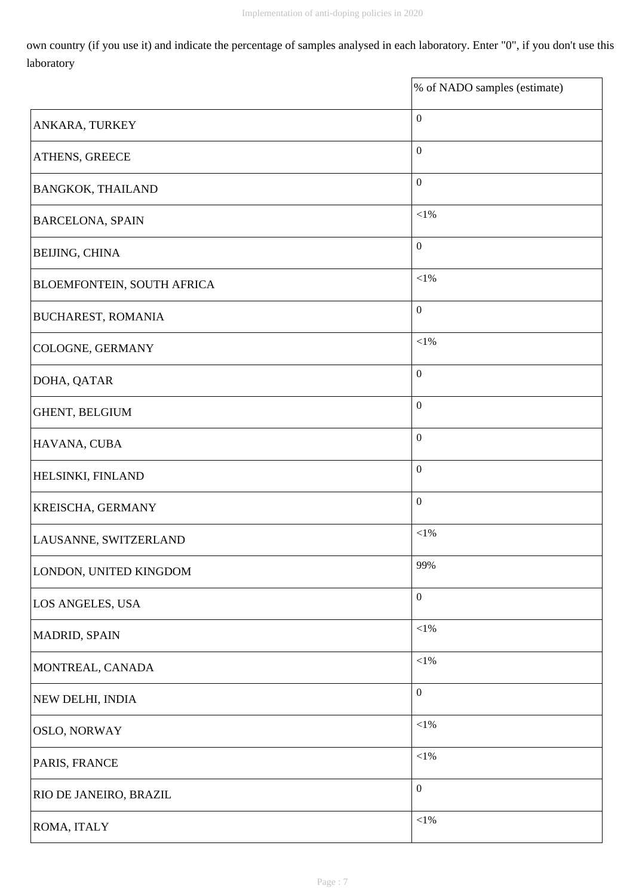own country (if you use it) and indicate the percentage of samples analysed in each laboratory. Enter "0", if you don't use this laboratory

| | % of NADO samples (estimate) |
|---|---|
| ANKARA, TURKEY | 0 |
| ATHENS, GREECE | 0 |
| BANGKOK, THAILAND | 0 |
| BARCELONA, SPAIN | <1% |
| BEIJING, CHINA | 0 |
| BLOEMFONTEIN, SOUTH AFRICA | <1% |
| BUCHAREST, ROMANIA | 0 |
| COLOGNE, GERMANY | <1% |
| DOHA, QATAR | 0 |
| GHENT, BELGIUM | 0 |
| HAVANA, CUBA | 0 |
| HELSINKI, FINLAND | 0 |
| KREISCHA, GERMANY | 0 |
| LAUSANNE, SWITZERLAND | <1% |
| LONDON, UNITED KINGDOM | 99% |
| LOS ANGELES, USA | 0 |
| MADRID, SPAIN | <1% |
| MONTREAL, CANADA | <1% |
| NEW DELHI, INDIA | 0 |
| OSLO, NORWAY | <1% |
| PARIS, FRANCE | <1% |
| RIO DE JANEIRO, BRAZIL | 0 |
| ROMA, ITALY | <1% |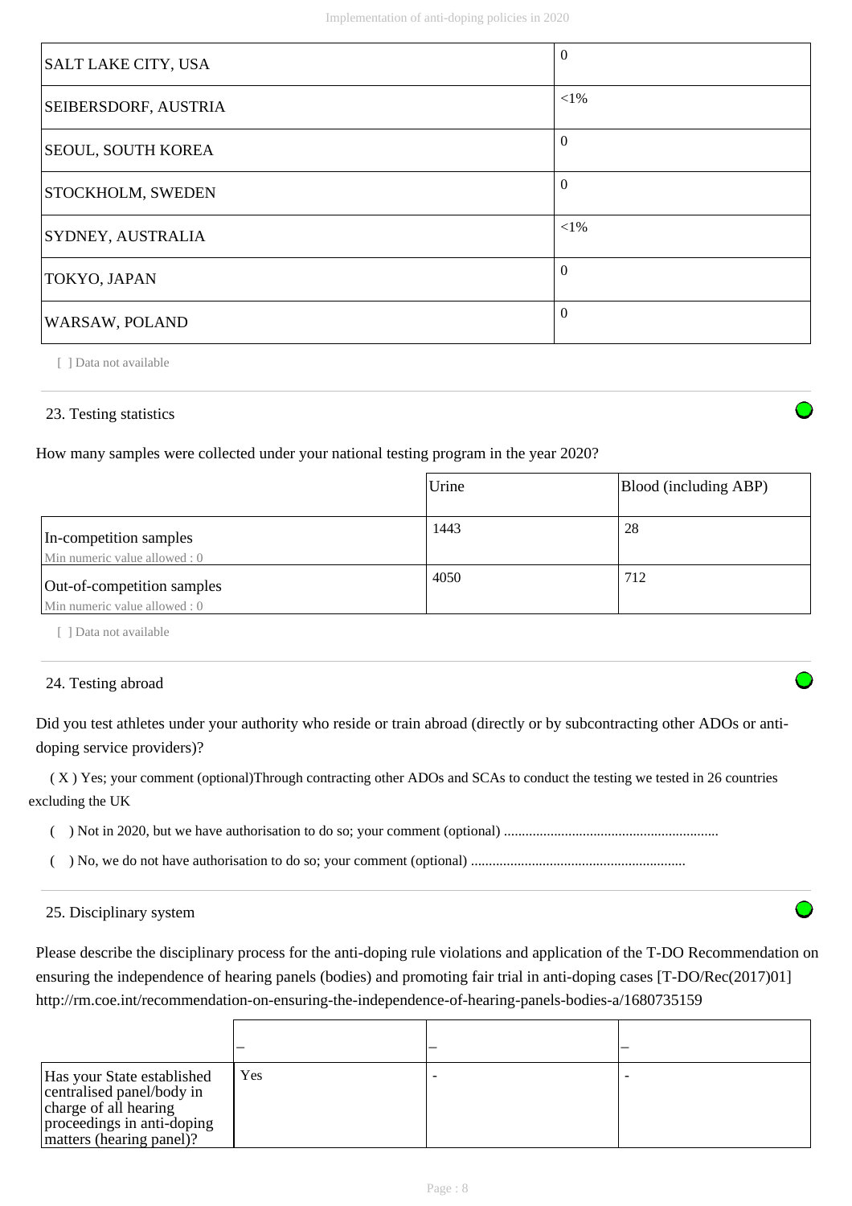| | |
|---|---|
| SALT LAKE CITY, USA | 0 |
| SEIBERSDORF, AUSTRIA | <1% |
| SEOUL, SOUTH KOREA | 0 |
| STOCKHOLM, SWEDEN | 0 |
| SYDNEY, AUSTRALIA | <1% |
| TOKYO, JAPAN | 0 |
| WARSAW, POLAND | 0 |

[ ] Data not available

## 23. Testing statistics

How many samples were collected under your national testing program in the year 2020?

| | Urine | Blood (including ABP) |
|---|---|---|
| In-competition samples<br>Min numeric value allowed : 0 | 1443 | 28 |
| Out-of-competition samples<br>Min numeric value allowed : 0 | 4050 | 712 |

[ ] Data not available

## 24. Testing abroad

Did you test athletes under your authority who reside or train abroad (directly or by subcontracting other ADOs or anti-doping service providers)?

( X ) Yes; your comment (optional)Through contracting other ADOs and SCAs to conduct the testing we tested in 26 countries excluding the UK

(   ) Not in 2020, but we have authorisation to do so; your comment (optional) ...........................................................

(   ) No, we do not have authorisation to do so; your comment (optional) ...........................................................

## 25. Disciplinary system

Please describe the disciplinary process for the anti-doping rule violations and application of the T-DO Recommendation on ensuring the independence of hearing panels (bodies) and promoting fair trial in anti-doping cases [T-DO/Rec(2017)01] http://rm.coe.int/recommendation-on-ensuring-the-independence-of-hearing-panels-bodies-a/1680735159

| | – | – | – |
|---|---|---|---|
| Has your State established centralised panel/body in charge of all hearing proceedings in anti-doping matters (hearing panel)? | Yes | - | - |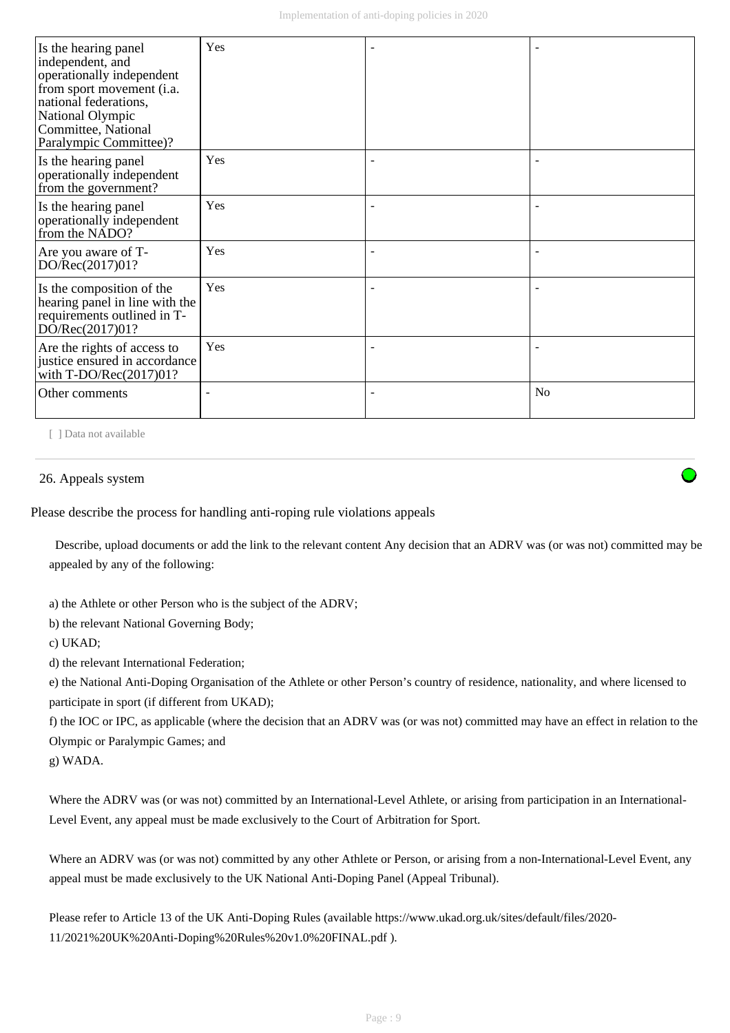| Is the hearing panel independent, and operationally independent from sport movement (i.a. national federations, National Olympic Committee, National Paralympic Committee)? | Yes | - | - |
|---|---|---|---|
| Is the hearing panel operationally independent from the government? | Yes | - | - |
| Is the hearing panel operationally independent from the NADO? | Yes | - | - |
| Are you aware of T-DO/Rec(2017)01? | Yes | - | - |
| Is the composition of the hearing panel in line with the requirements outlined in T-DO/Rec(2017)01? | Yes | - | - |
| Are the rights of access to justice ensured in accordance with T-DO/Rec(2017)01? | Yes | - | - |
| Other comments | - | - | No |

[ ] Data not available

26. Appeals system

Please describe the process for handling anti-roping rule violations appeals

Describe, upload documents or add the link to the relevant content Any decision that an ADRV was (or was not) committed may be appealed by any of the following:

a) the Athlete or other Person who is the subject of the ADRV;

b) the relevant National Governing Body;

c) UKAD;

d) the relevant International Federation;

e) the National Anti-Doping Organisation of the Athlete or other Person's country of residence, nationality, and where licensed to participate in sport (if different from UKAD);

f) the IOC or IPC, as applicable (where the decision that an ADRV was (or was not) committed may have an effect in relation to the Olympic or Paralympic Games; and

g) WADA.

Where the ADRV was (or was not) committed by an International-Level Athlete, or arising from participation in an International-Level Event, any appeal must be made exclusively to the Court of Arbitration for Sport.

Where an ADRV was (or was not) committed by any other Athlete or Person, or arising from a non-International-Level Event, any appeal must be made exclusively to the UK National Anti-Doping Panel (Appeal Tribunal).

Please refer to Article 13 of the UK Anti-Doping Rules (available https://www.ukad.org.uk/sites/default/files/2020-11/2021%20UK%20Anti-Doping%20Rules%20v1.0%20FINAL.pdf ).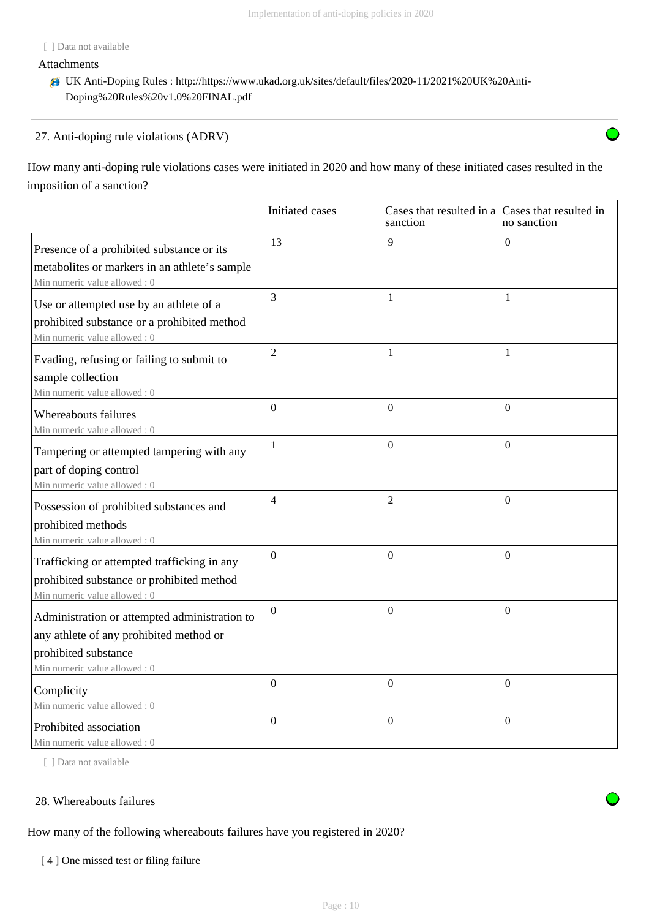[ ] Data not available

Attachments

- UK Anti-Doping Rules : http://https://www.ukad.org.uk/sites/default/files/2020-11/2021%20UK%20Anti-Doping%20Rules%20v1.0%20FINAL.pdf

---

27. Anti-doping rule violations (ADRV)

How many anti-doping rule violations cases were initiated in 2020 and how many of these initiated cases resulted in the imposition of a sanction?

| | Initiated cases | Cases that resulted in a sanction | Cases that resulted in no sanction |
|---|---|---|---|
| Presence of a prohibited substance or its metabolites or markers in an athlete's sample<br>Min numeric value allowed : 0 | 13 | 9 | 0 |
| Use or attempted use by an athlete of a prohibited substance or a prohibited method<br>Min numeric value allowed : 0 | 3 | 1 | 1 |
| Evading, refusing or failing to submit to sample collection<br>Min numeric value allowed : 0 | 2 | 1 | 1 |
| Whereabouts failures<br>Min numeric value allowed : 0 | 0 | 0 | 0 |
| Tampering or attempted tampering with any part of doping control<br>Min numeric value allowed : 0 | 1 | 0 | 0 |
| Possession of prohibited substances and prohibited methods<br>Min numeric value allowed : 0 | 4 | 2 | 0 |
| Trafficking or attempted trafficking in any prohibited substance or prohibited method<br>Min numeric value allowed : 0 | 0 | 0 | 0 |
| Administration or attempted administration to any athlete of any prohibited method or prohibited substance<br>Min numeric value allowed : 0 | 0 | 0 | 0 |
| Complicity<br>Min numeric value allowed : 0 | 0 | 0 | 0 |
| Prohibited association<br>Min numeric value allowed : 0 | 0 | 0 | 0 |

[ ] Data not available

---

28. Whereabouts failures

How many of the following whereabouts failures have you registered in 2020?

[ 4 ] One missed test or filing failure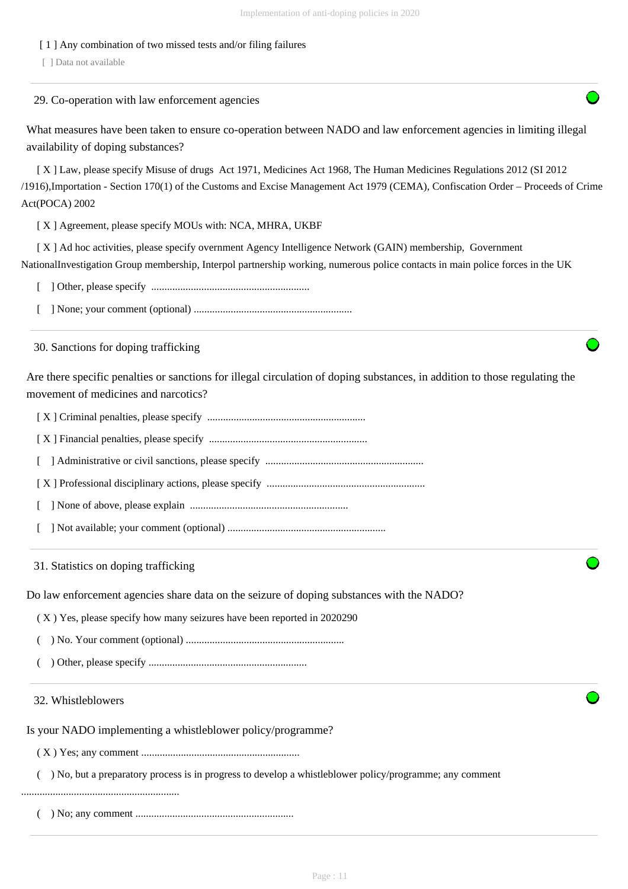[ 1 ] Any combination of two missed tests and/or filing failures

[ ] Data not available

---

29. Co-operation with law enforcement agencies

What measures have been taken to ensure co-operation between NADO and law enforcement agencies in limiting illegal availability of doping substances?

[ X ] Law, please specify Misuse of drugs Act 1971, Medicines Act 1968, The Human Medicines Regulations 2012 (SI 2012 /1916),Importation - Section 170(1) of the Customs and Excise Management Act 1979 (CEMA), Confiscation Order – Proceeds of Crime Act(POCA) 2002

[ X ] Agreement, please specify MOUs with: NCA, MHRA, UKBF

[ X ] Ad hoc activities, please specify overnment Agency Intelligence Network (GAIN) membership, Government NationalInvestigation Group membership, Interpol partnership working, numerous police contacts in main police forces in the UK

[ ] Other, please specify ............................................................

[ ] None; your comment (optional) ............................................................

---

30. Sanctions for doping trafficking

Are there specific penalties or sanctions for illegal circulation of doping substances, in addition to those regulating the movement of medicines and narcotics?

[ X ] Criminal penalties, please specify ............................................................

[ X ] Financial penalties, please specify ............................................................

[ ] Administrative or civil sanctions, please specify ............................................................

[ X ] Professional disciplinary actions, please specify ............................................................

[ ] None of above, please explain ............................................................

[ ] Not available; your comment (optional) ............................................................

---

31. Statistics on doping trafficking

Do law enforcement agencies share data on the seizure of doping substances with the NADO?

( X ) Yes, please specify how many seizures have been reported in 2020290

( ) No. Your comment (optional) ............................................................

( ) Other, please specify ............................................................

---

32. Whistleblowers

Is your NADO implementing a whistleblower policy/programme?

( X ) Yes; any comment ............................................................

( ) No, but a preparatory process is in progress to develop a whistleblower policy/programme; any comment ............................................................

( ) No; any comment ............................................................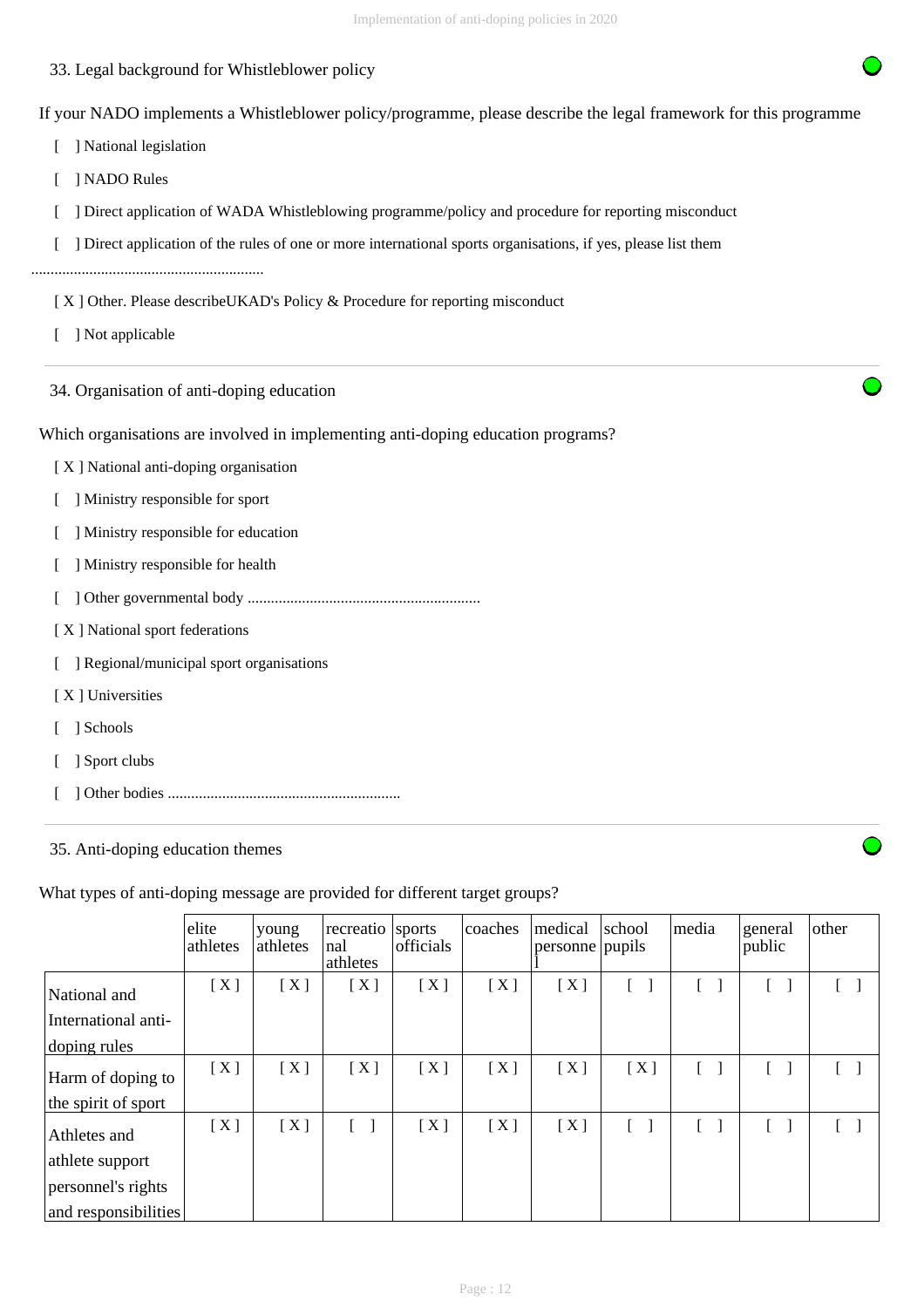33. Legal background for Whistleblower policy

If your NADO implements a Whistleblower policy/programme, please describe the legal framework for this programme

[ ] National legislation

[ ] NADO Rules

[ ] Direct application of WADA Whistleblowing programme/policy and procedure for reporting misconduct

[ ] Direct application of the rules of one or more international sports organisations, if yes, please list them

...........................................................

[ X ] Other. Please describeUKAD's Policy & Procedure for reporting misconduct

[ ] Not applicable

34. Organisation of anti-doping education

Which organisations are involved in implementing anti-doping education programs?

[ X ] National anti-doping organisation

[ ] Ministry responsible for sport

[ ] Ministry responsible for education

[ ] Ministry responsible for health

[ ] Other governmental body ...........................................................

[ X ] National sport federations

[ ] Regional/municipal sport organisations

[ X ] Universities

[ ] Schools

[ ] Sport clubs

[ ] Other bodies ...........................................................

35. Anti-doping education themes

What types of anti-doping message are provided for different target groups?

| | elite athletes | young athletes | recreational athletes | sports officials | coaches | medical personnel | school pupils | media | general public | other |
|---|---|---|---|---|---|---|---|---|---|---|
| National and International anti-doping rules | [ X ] | [ X ] | [ X ] | [ X ] | [ X ] | [ X ] | [ ] | [ ] | [ ] | [ ] |
| Harm of doping to the spirit of sport | [ X ] | [ X ] | [ X ] | [ X ] | [ X ] | [ X ] | [ X ] | [ ] | [ ] | [ ] |
| Athletes and athlete support personnel's rights and responsibilities | [ X ] | [ X ] | [ ] | [ X ] | [ X ] | [ X ] | [ ] | [ ] | [ ] | [ ] |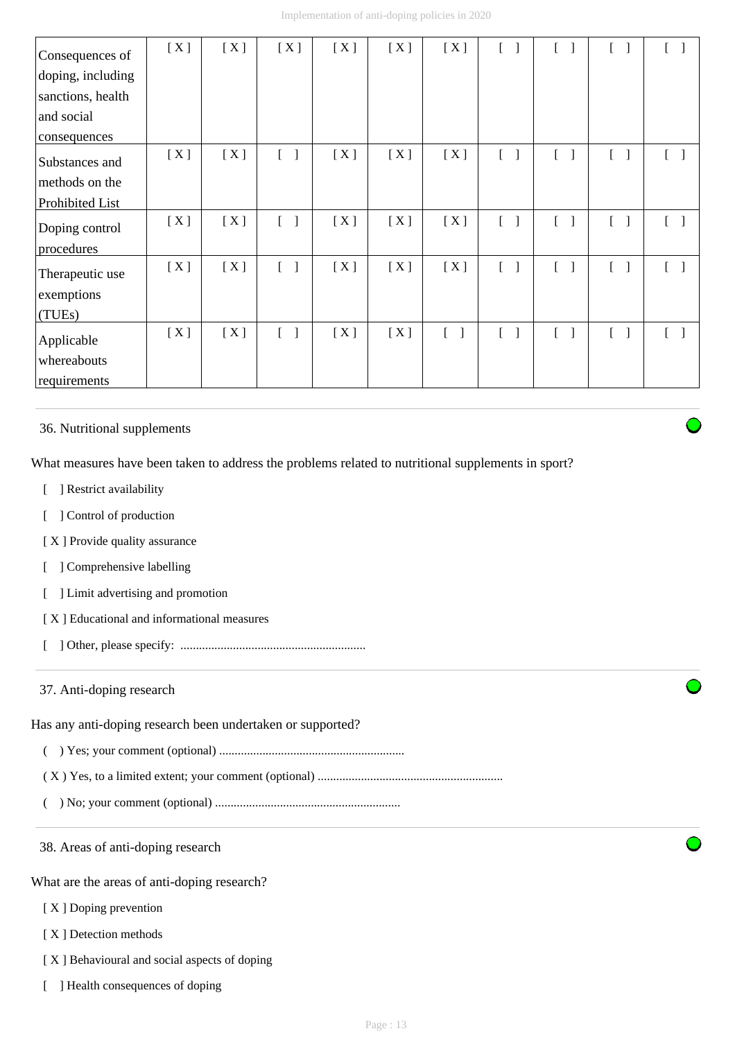| | | | | | | | | | | |
|---|---|---|---|---|---|---|---|---|---|---|
| Consequences of doping, including sanctions, health and social consequences | [ X ] | [ X ] | [ X ] | [ X ] | [ X ] | [ X ] | [ ] | [ ] | [ ] | [ ] |
| Substances and methods on the Prohibited List | [ X ] | [ X ] | [ ] | [ X ] | [ X ] | [ X ] | [ ] | [ ] | [ ] | [ ] |
| Doping control procedures | [ X ] | [ X ] | [ ] | [ X ] | [ X ] | [ X ] | [ ] | [ ] | [ ] | [ ] |
| Therapeutic use exemptions (TUEs) | [ X ] | [ X ] | [ ] | [ X ] | [ X ] | [ X ] | [ ] | [ ] | [ ] | [ ] |
| Applicable whereabouts requirements | [ X ] | [ X ] | [ ] | [ X ] | [ X ] | [ ] | [ ] | [ ] | [ ] | [ ] |

36. Nutritional supplements

What measures have been taken to address the problems related to nutritional supplements in sport?

[ ] Restrict availability

[ ] Control of production

[ X ] Provide quality assurance

[ ] Comprehensive labelling

[ ] Limit advertising and promotion

[ X ] Educational and informational measures

[ ] Other, please specify: ............................................................

37. Anti-doping research

Has any anti-doping research been undertaken or supported?

( ) Yes; your comment (optional) ............................................................

( X ) Yes, to a limited extent; your comment (optional) ............................................................

( ) No; your comment (optional) ............................................................

38. Areas of anti-doping research

What are the areas of anti-doping research?

[ X ] Doping prevention

[ X ] Detection methods

[ X ] Behavioural and social aspects of doping

[ ] Health consequences of doping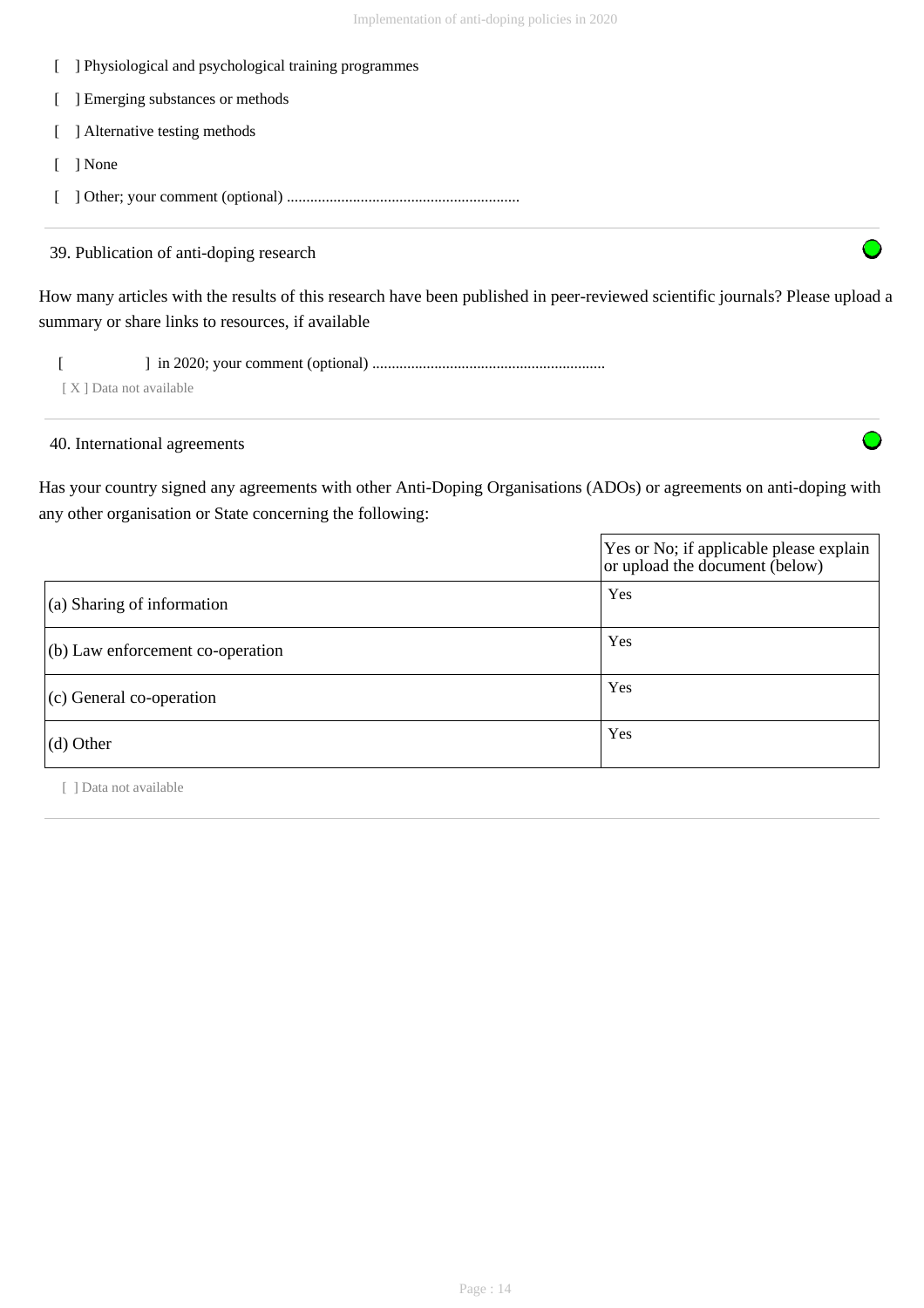[ ] Physiological and psychological training programmes

[ ] Emerging substances or methods

[ ] Alternative testing methods

[ ] None

[ ] Other; your comment (optional) ...........................................................

39. Publication of anti-doping research

How many articles with the results of this research have been published in peer-reviewed scientific journals? Please upload a summary or share links to resources, if available

[ ] in 2020; your comment (optional) ...........................................................

[ X ] Data not available

40. International agreements

Has your country signed any agreements with other Anti-Doping Organisations (ADOs) or agreements on anti-doping with any other organisation or State concerning the following:

| | Yes or No; if applicable please explain or upload the document (below) |
|---|---|
| (a) Sharing of information | Yes |
| (b) Law enforcement co-operation | Yes |
| (c) General co-operation | Yes |
| (d) Other | Yes |

[ ] Data not available